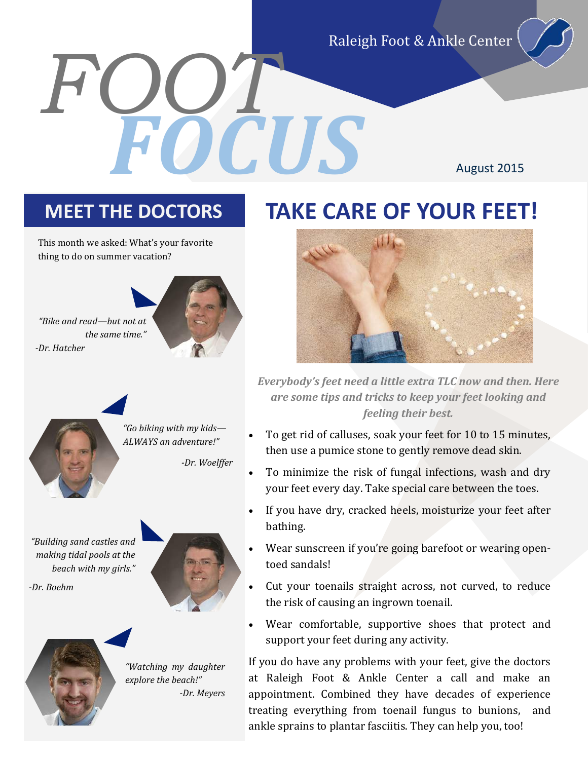Raleigh Foot & Ankle Center

# FOOT FOCUS

August 2015

## MEET THE DOCTORS

This month we asked: What's your favorite thing to do on summer vacation?

*"Bike and read—but not at the same time."*
*-Dr. Hatcher*

*"Go biking with my kids—ALWAYS an adventure!"*
*-Dr. Woelffer*

*"Building sand castles and making tidal pools at the beach with my girls."*
*-Dr. Boehm*

*"Watching my daughter explore the beach!"*
*-Dr. Meyers*

## TAKE CARE OF YOUR FEET!

***Everybody's feet need a little extra TLC now and then. Here are some tips and tricks to keep your feet looking and feeling their best.***

- To get rid of calluses, soak your feet for 10 to 15 minutes, then use a pumice stone to gently remove dead skin.
- To minimize the risk of fungal infections, wash and dry your feet every day. Take special care between the toes.
- If you have dry, cracked heels, moisturize your feet after bathing.
- Wear sunscreen if you're going barefoot or wearing open-toed sandals!
- Cut your toenails straight across, not curved, to reduce the risk of causing an ingrown toenail.
- Wear comfortable, supportive shoes that protect and support your feet during any activity.

If you do have any problems with your feet, give the doctors at Raleigh Foot & Ankle Center a call and make an appointment. Combined they have decades of experience treating everything from toenail fungus to bunions, and ankle sprains to plantar fasciitis. They can help you, too!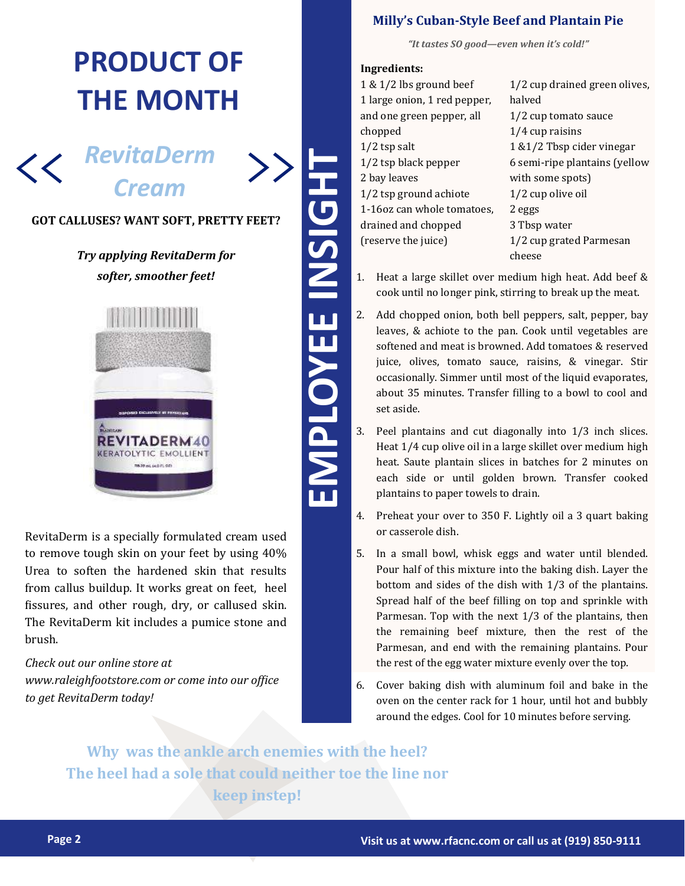# PRODUCT OF THE MONTH

## << *RevitaDerm Cream* >>

**GOT CALLUSES? WANT SOFT, PRETTY FEET?**

***Try applying RevitaDerm for softer, smoother feet!***

RevitaDerm is a specially formulated cream used to remove tough skin on your feet by using 40% Urea to soften the hardened skin that results from callus buildup. It works great on feet, heel fissures, and other rough, dry, or callused skin. The RevitaDerm kit includes a pumice stone and brush.

*Check out our online store at www.raleighfootstore.com or come into our office to get RevitaDerm today!*

# EMPLOYEE INSIGHT

## Milly's Cuban-Style Beef and Plantain Pie

*"It tastes SO good—even when it's cold!"*

**Ingredients:**

- 1 & 1/2 lbs ground beef
- 1 large onion, 1 red pepper, and one green pepper, all chopped
- 1/2 tsp salt
- 1/2 tsp black pepper
- 2 bay leaves
- 1/2 tsp ground achiote
- 1-16oz can whole tomatoes, drained and chopped (reserve the juice)
- 1/2 cup drained green olives, halved
- 1/2 cup tomato sauce
- 1/4 cup raisins
- 1 &1/2 Tbsp cider vinegar
- 6 semi-ripe plantains (yellow with some spots)
- 1/2 cup olive oil
- 2 eggs
- 3 Tbsp water
- 1/2 cup grated Parmesan cheese

1. Heat a large skillet over medium high heat. Add beef & cook until no longer pink, stirring to break up the meat.
2. Add chopped onion, both bell peppers, salt, pepper, bay leaves, & achiote to the pan. Cook until vegetables are softened and meat is browned. Add tomatoes & reserved juice, olives, tomato sauce, raisins, & vinegar. Stir occasionally. Simmer until most of the liquid evaporates, about 35 minutes. Transfer filling to a bowl to cool and set aside.
3. Peel plantains and cut diagonally into 1/3 inch slices. Heat 1/4 cup olive oil in a large skillet over medium high heat. Saute plantain slices in batches for 2 minutes on each side or until golden brown. Transfer cooked plantains to paper towels to drain.
4. Preheat your over to 350 F. Lightly oil a 3 quart baking or casserole dish.
5. In a small bowl, whisk eggs and water until blended. Pour half of this mixture into the baking dish. Layer the bottom and sides of the dish with 1/3 of the plantains. Spread half of the beef filling on top and sprinkle with Parmesan. Top with the next 1/3 of the plantains, then the remaining beef mixture, then the rest of the Parmesan, and end with the remaining plantains. Pour the rest of the egg water mixture evenly over the top.
6. Cover baking dish with aluminum foil and bake in the oven on the center rack for 1 hour, until hot and bubbly around the edges. Cool for 10 minutes before serving.

**Why was the ankle arch enemies with the heel? The heel had a sole that could neither toe the line nor keep instep!**

Visit us at www.rfacnc.com or call us at (919) 850-9111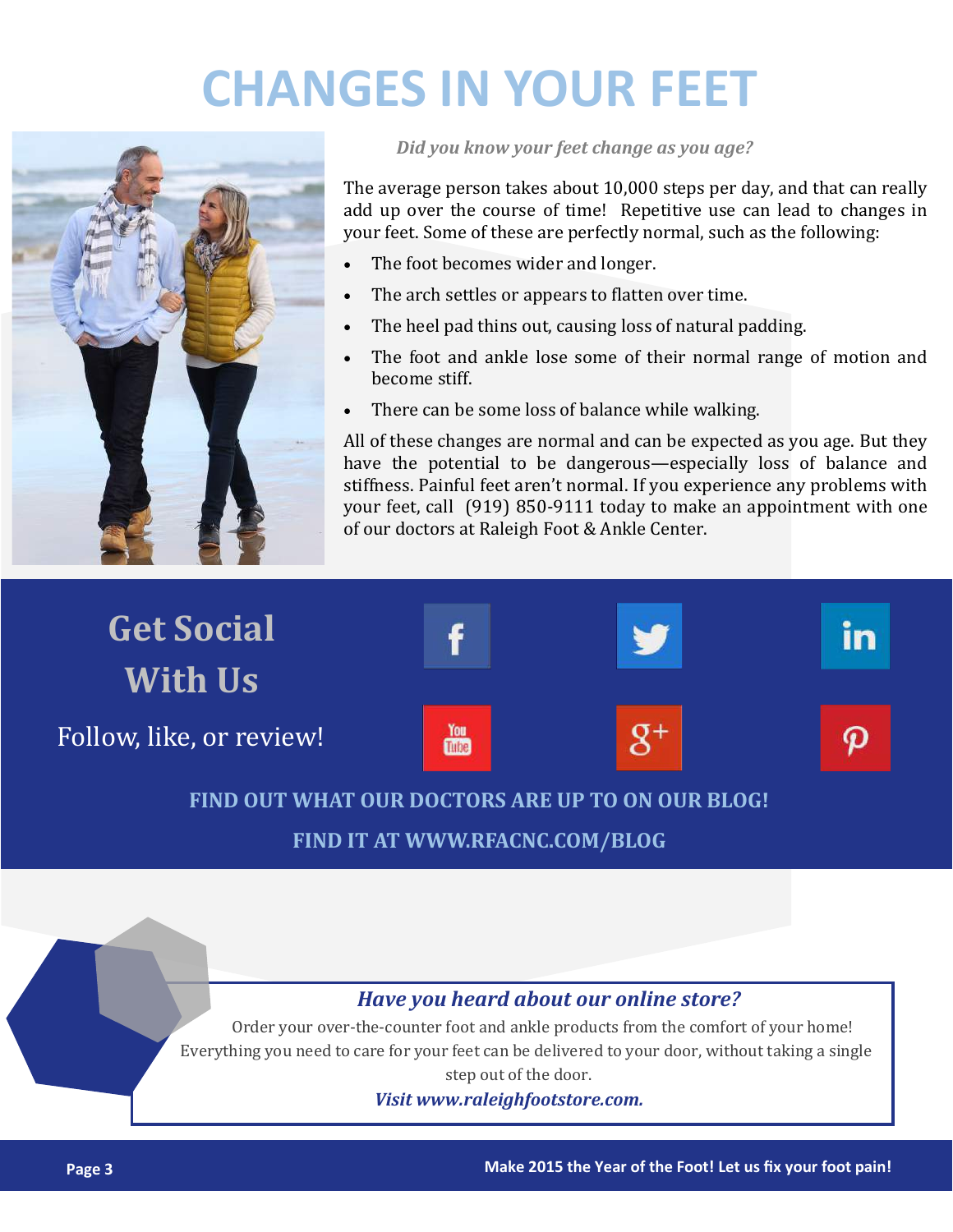# CHANGES IN YOUR FEET

*Did you know your feet change as you age?*

The average person takes about 10,000 steps per day, and that can really add up over the course of time! Repetitive use can lead to changes in your feet. Some of these are perfectly normal, such as the following:

- The foot becomes wider and longer.
- The arch settles or appears to flatten over time.
- The heel pad thins out, causing loss of natural padding.
- The foot and ankle lose some of their normal range of motion and become stiff.
- There can be some loss of balance while walking.

All of these changes are normal and can be expected as you age. But they have the potential to be dangerous—especially loss of balance and stiffness. Painful feet aren't normal. If you experience any problems with your feet, call (919) 850-9111 today to make an appointment with one of our doctors at Raleigh Foot & Ankle Center.

## Get Social With Us

Follow, like, or review!

**FIND OUT WHAT OUR DOCTORS ARE UP TO ON OUR BLOG!**

**FIND IT AT WWW.RFACNC.COM/BLOG**

### *Have you heard about our online store?*

Order your over-the-counter foot and ankle products from the comfort of your home! Everything you need to care for your feet can be delivered to your door, without taking a single step out of the door.

***Visit www.raleighfootstore.com.***

**Make 2015 the Year of the Foot! Let us fix your foot pain!**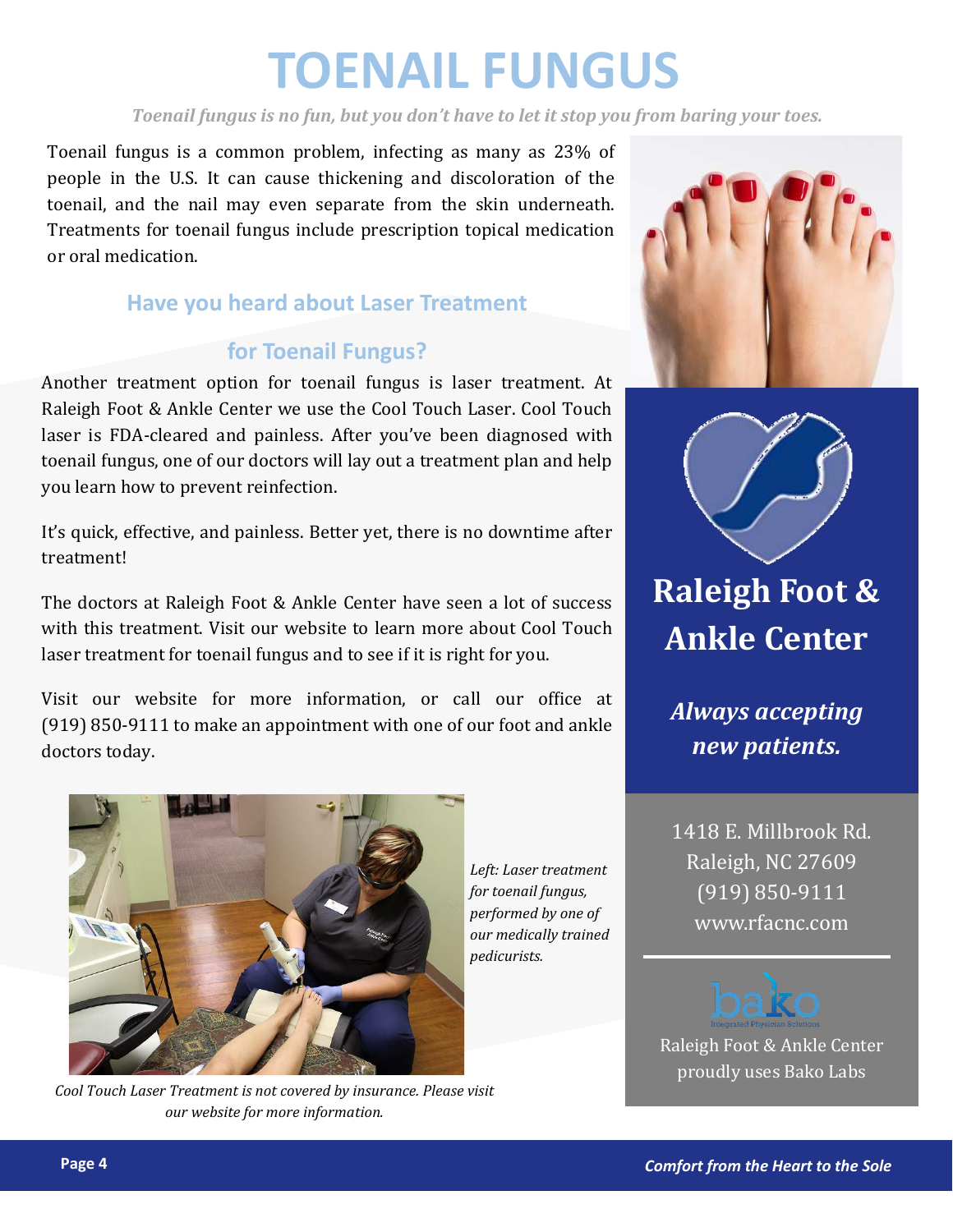# TOENAIL FUNGUS

*Toenail fungus is no fun, but you don't have to let it stop you from baring your toes.*

Toenail fungus is a common problem, infecting as many as 23% of people in the U.S. It can cause thickening and discoloration of the toenail, and the nail may even separate from the skin underneath. Treatments for toenail fungus include prescription topical medication or oral medication.

## Have you heard about Laser Treatment for Toenail Fungus?

Another treatment option for toenail fungus is laser treatment. At Raleigh Foot & Ankle Center we use the Cool Touch Laser. Cool Touch laser is FDA-cleared and painless. After you've been diagnosed with toenail fungus, one of our doctors will lay out a treatment plan and help you learn how to prevent reinfection.

It's quick, effective, and painless. Better yet, there is no downtime after treatment!

The doctors at Raleigh Foot & Ankle Center have seen a lot of success with this treatment. Visit our website to learn more about Cool Touch laser treatment for toenail fungus and to see if it is right for you.

Visit our website for more information, or call our office at (919) 850-9111 to make an appointment with one of our foot and ankle doctors today.

*Left: Laser treatment for toenail fungus, performed by one of our medically trained pedicurists.*

*Cool Touch Laser Treatment is not covered by insurance. Please visit our website for more information.*

## Raleigh Foot & Ankle Center

***Always accepting new patients.***

1418 E. Millbrook Rd.
Raleigh, NC 27609
(919) 850-9111
www.rfacnc.com

bako
Integrated Physician Solutions

Raleigh Foot & Ankle Center proudly uses Bako Labs

*Comfort from the Heart to the Sole*